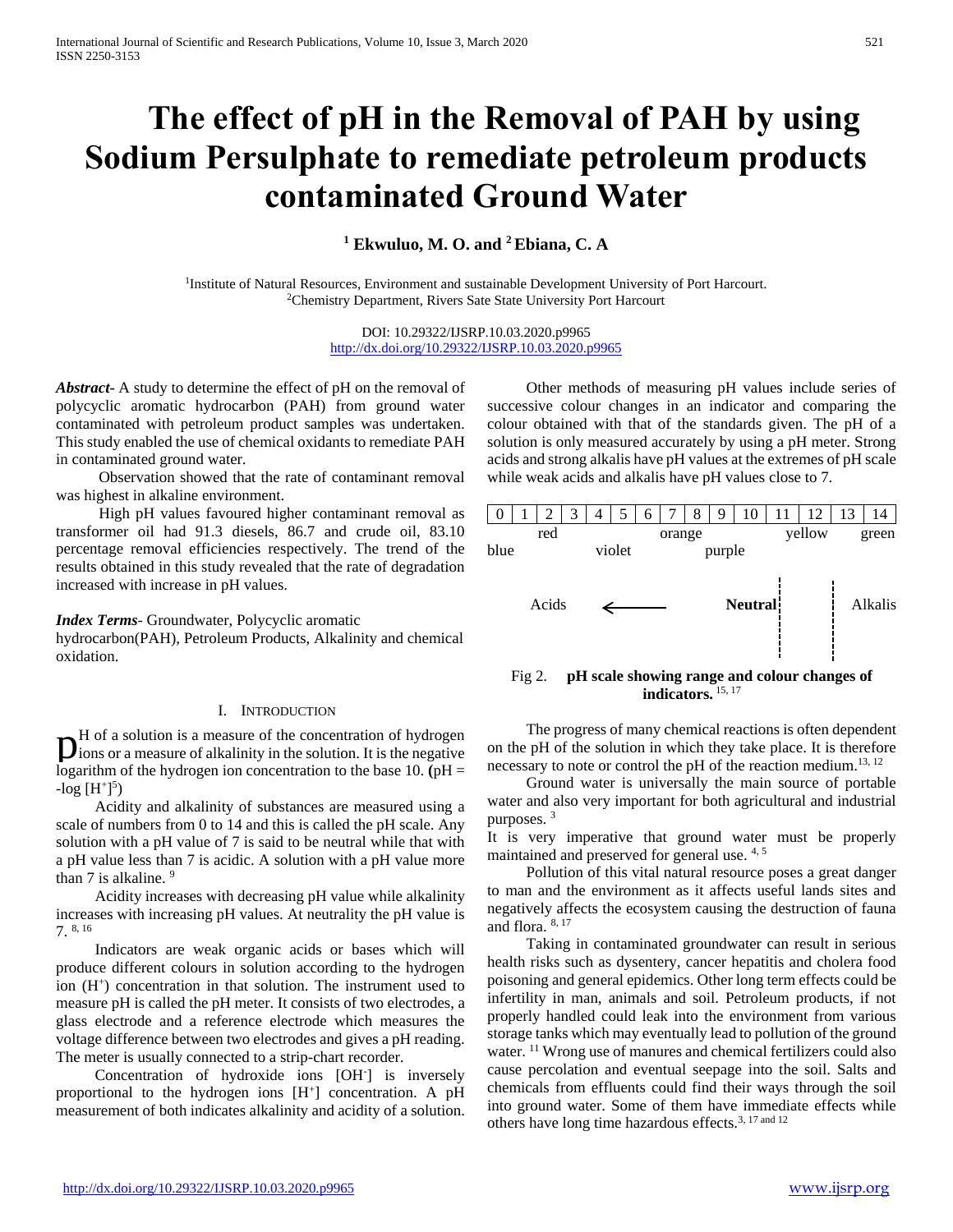# The effect of pH in the Removal of PAH by using Sodium Persulphate to remediate petroleum products contaminated Ground Water

**[1] Ekwuluo, M. O. and [2] Ebiana, C. A**

[1]Institute of Natural Resources, Environment and sustainable Development University of Port Harcourt.
[2]Chemistry Department, Rivers Sate State University Port Harcourt

DOI: 10.29322/IJSRP.10.03.2020.p9965
http://dx.doi.org/10.29322/IJSRP.10.03.2020.p9965

***Abstract***- A study to determine the effect of pH on the removal of polycyclic aromatic hydrocarbon (PAH) from ground water contaminated with petroleum product samples was undertaken. This study enabled the use of chemical oxidants to remediate PAH in contaminated ground water.

Observation showed that the rate of contaminant removal was highest in alkaline environment.

High pH values favoured higher contaminant removal as transformer oil had 91.3 diesels, 86.7 and crude oil, 83.10 percentage removal efficiencies respectively. The trend of the results obtained in this study revealed that the rate of degradation increased with increase in pH values.

***Index Terms***- Groundwater, Polycyclic aromatic hydrocarbon(PAH), Petroleum Products, Alkalinity and chemical oxidation.

## I. Introduction

pH of a solution is a measure of the concentration of hydrogen ions or a measure of alkalinity in the solution. It is the negative logarithm of the hydrogen ion concentration to the base 10. ($pH = -\log [H^+]$[5])

Acidity and alkalinity of substances are measured using a scale of numbers from 0 to 14 and this is called the pH scale. Any solution with a pH value of 7 is said to be neutral while that with a pH value less than 7 is acidic. A solution with a pH value more than 7 is alkaline. [9]

Acidity increases with decreasing pH value while alkalinity increases with increasing pH values. At neutrality the pH value is 7. [8, 16]

Indicators are weak organic acids or bases which will produce different colours in solution according to the hydrogen ion ($H^+$) concentration in that solution. The instrument used to measure pH is called the pH meter. It consists of two electrodes, a glass electrode and a reference electrode which measures the voltage difference between two electrodes and gives a pH reading. The meter is usually connected to a strip-chart recorder.

Concentration of hydroxide ions $[OH^-]$ is inversely proportional to the hydrogen ions $[H^+]$ concentration. A pH measurement of both indicates alkalinity and acidity of a solution.

Other methods of measuring pH values include series of successive colour changes in an indicator and comparing the colour obtained with that of the standards given. The pH of a solution is only measured accurately by using a pH meter. Strong acids and strong alkalis have pH values at the extremes of pH scale while weak acids and alkalis have pH values close to 7.

| 0 | 1 | 2 | 3 | 4 | 5 | 6 | 7 | 8 | 9 | 10 | 11 | 12 | 13 | 14 |
|---|---|---|---|---|---|---|---|---|---|---|---|---|---|---|

red orange yellow green
blue violet purple

Acids ← Neutral Alkalis

Fig 2. **pH scale showing range and colour changes of indicators.** [15, 17]

The progress of many chemical reactions is often dependent on the pH of the solution in which they take place. It is therefore necessary to note or control the pH of the reaction medium.[13, 12]

Ground water is universally the main source of portable water and also very important for both agricultural and industrial purposes. [3]

It is very imperative that ground water must be properly maintained and preserved for general use. [4, 5]

Pollution of this vital natural resource poses a great danger to man and the environment as it affects useful lands sites and negatively affects the ecosystem causing the destruction of fauna and flora. [8, 17]

Taking in contaminated groundwater can result in serious health risks such as dysentery, cancer hepatitis and cholera food poisoning and general epidemics. Other long term effects could be infertility in man, animals and soil. Petroleum products, if not properly handled could leak into the environment from various storage tanks which may eventually lead to pollution of the ground water. [11] Wrong use of manures and chemical fertilizers could also cause percolation and eventual seepage into the soil. Salts and chemicals from effluents could find their ways through the soil into ground water. Some of them have immediate effects while others have long time hazardous effects.[3, 17 and 12]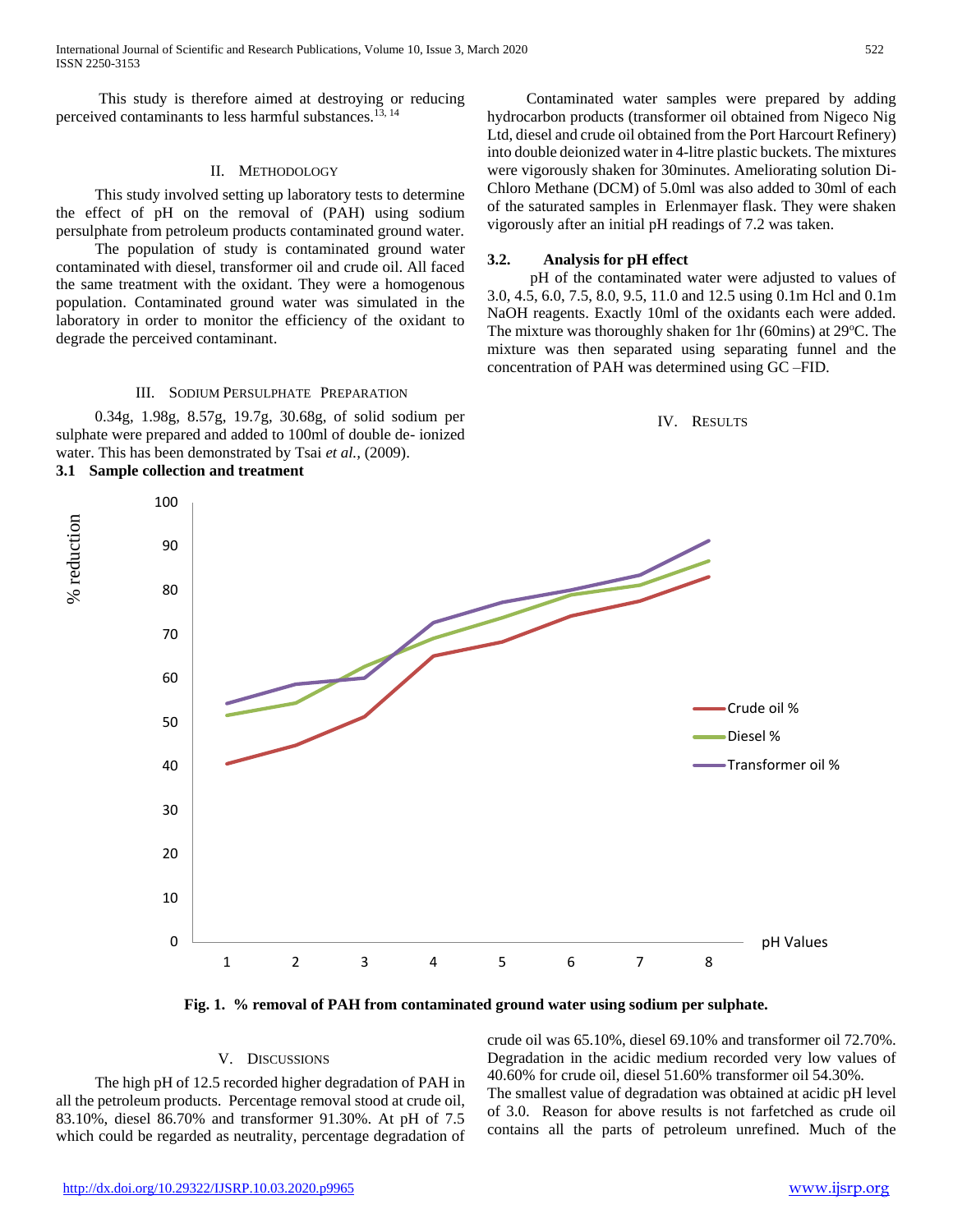This study is therefore aimed at destroying or reducing perceived contaminants to less harmful substances.[13, 14]

## II. Methodology

This study involved setting up laboratory tests to determine the effect of pH on the removal of (PAH) using sodium persulphate from petroleum products contaminated ground water.

The population of study is contaminated ground water contaminated with diesel, transformer oil and crude oil. All faced the same treatment with the oxidant. They were a homogenous population. Contaminated ground water was simulated in the laboratory in order to monitor the efficiency of the oxidant to degrade the perceived contaminant.

## III. Sodium Persulphate Preparation

0.34g, 1.98g, 8.57g, 19.7g, 30.68g, of solid sodium per sulphate were prepared and added to 100ml of double de- ionized water. This has been demonstrated by Tsai *et al.*, (2009).

### 3.1 Sample collection and treatment

Contaminated water samples were prepared by adding hydrocarbon products (transformer oil obtained from Nigeco Nig Ltd, diesel and crude oil obtained from the Port Harcourt Refinery) into double deionized water in 4-litre plastic buckets. The mixtures were vigorously shaken for 30minutes. Ameliorating solution Di-Chloro Methane (DCM) of 5.0ml was also added to 30ml of each of the saturated samples in Erlenmeyer flask. They were shaken vigorously after an initial pH readings of 7.2 was taken.

### 3.2. Analysis for pH effect

pH of the contaminated water were adjusted to values of 3.0, 4.5, 6.0, 7.5, 8.0, 9.5, 11.0 and 12.5 using 0.1m Hcl and 0.1m NaOH reagents. Exactly 10ml of the oxidants each were added. The mixture was thoroughly shaken for 1hr (60mins) at 29°C. The mixture was then separated using separating funnel and the concentration of PAH was determined using GC –FID.

## IV. Results

**Fig. 1. % removal of PAH from contaminated ground water using sodium per sulphate.**

## V. Discussions

The high pH of 12.5 recorded higher degradation of PAH in all the petroleum products. Percentage removal stood at crude oil, 83.10%, diesel 86.70% and transformer 91.30%. At pH of 7.5 which could be regarded as neutrality, percentage degradation of crude oil was 65.10%, diesel 69.10% and transformer oil 72.70%. Degradation in the acidic medium recorded very low values of 40.60% for crude oil, diesel 51.60% transformer oil 54.30%.

The smallest value of degradation was obtained at acidic pH level of 3.0. Reason for above results is not farfetched as crude oil contains all the parts of petroleum unrefined. Much of the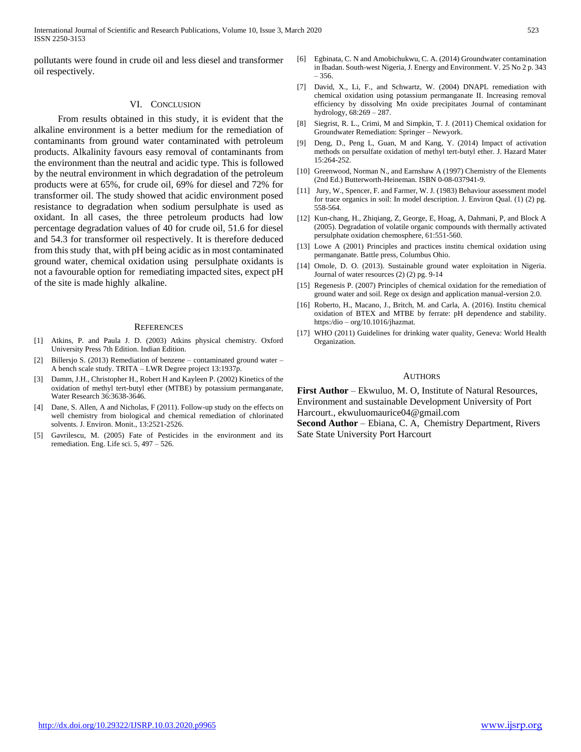pollutants were found in crude oil and less diesel and transformer oil respectively.

## VI. Conclusion

From results obtained in this study, it is evident that the alkaline environment is a better medium for the remediation of contaminants from ground water contaminated with petroleum products. Alkalinity favours easy removal of contaminants from the environment than the neutral and acidic type. This is followed by the neutral environment in which degradation of the petroleum products were at 65%, for crude oil, 69% for diesel and 72% for transformer oil. The study showed that acidic environment posed resistance to degradation when sodium persulphate is used as oxidant. In all cases, the three petroleum products had low percentage degradation values of 40 for crude oil, 51.6 for diesel and 54.3 for transformer oil respectively. It is therefore deduced from this study that, with pH being acidic as in most contaminated ground water, chemical oxidation using persulphate oxidants is not a favourable option for remediating impacted sites, expect pH of the site is made highly alkaline.

## References

[1] Atkins, P. and Paula J. D. (2003) Atkins physical chemistry. Oxford University Press 7th Edition. Indian Edition.

[2] Billersjo S. (2013) Remediation of benzene – contaminated ground water – A bench scale study. TRITA – LWR Degree project 13:1937p.

[3] Damm, J.H., Christopher H., Robert H and Kayleen P. (2002) Kinetics of the oxidation of methyl tert-butyl ether (MTBE) by potassium permanganate, Water Research 36:3638-3646.

[4] Dane, S. Allen, A and Nicholas, F (2011). Follow-up study on the effects on well chemistry from biological and chemical remediation of chlorinated solvents. J. Environ. Monit., 13:2521-2526.

[5] Gavrilescu, M. (2005) Fate of Pesticides in the environment and its remediation. Eng. Life sci. 5, 497 – 526.

[6] Egbinata, C. N and Amobichukwu, C. A. (2014) Groundwater contamination in Ibadan. South-west Nigeria, J. Energy and Environment. V. 25 No 2 p. 343 – 356.

[7] David, X., Li, F., and Schwartz, W. (2004) DNAPL remediation with chemical oxidation using potassium permanganate II. Increasing removal efficiency by dissolving Mn oxide precipitates Journal of contaminant hydrology, 68:269 – 287.

[8] Siegrist, R. L., Crimi, M and Simpkin, T. J. (2011) Chemical oxidation for Groundwater Remediation: Springer – Newyork.

[9] Deng, D., Peng L, Guan, M and Kang, Y. (2014) Impact of activation methods on persulfate oxidation of methyl tert-butyl ether. J. Hazard Mater 15:264-252.

[10] Greenwood, Norman N., and Earnshaw A (1997) Chemistry of the Elements (2nd Ed.) Butterworth-Heineman. ISBN 0-08-037941-9.

[11] Jury, W., Spencer, F. and Farmer, W. J. (1983) Behaviour assessment model for trace organics in soil: In model description. J. Environ Qual. (1) (2) pg. 558-564.

[12] Kun-chang, H., Zhiqiang, Z, George, E, Hoag, A, Dahmani, P, and Block A (2005). Degradation of volatile organic compounds with thermally activated persulphate oxidation chemosphere, 61:551-560.

[13] Lowe A (2001) Principles and practices institu chemical oxidation using permanganate. Battle press, Columbus Ohio.

[14] Omole, D. O. (2013). Sustainable ground water exploitation in Nigeria. Journal of water resources (2) (2) pg. 9-14

[15] Regenesis P. (2007) Principles of chemical oxidation for the remediation of ground water and soil. Rege ox design and application manual-version 2.0.

[16] Roberto, H., Macano, J., Britch, M. and Carla, A. (2016). Institu chemical oxidation of BTEX and MTBE by ferrate: pH dependence and stability. https:/dio – org/10.1016/jhazmat.

[17] WHO (2011) Guidelines for drinking water quality, Geneva: World Health Organization.

## Authors

**First Author** – Ekwuluo, M. O, Institute of Natural Resources, Environment and sustainable Development University of Port Harcourt., ekwuluomaurice04@gmail.com

**Second Author** – Ebiana, C. A, Chemistry Department, Rivers Sate State University Port Harcourt